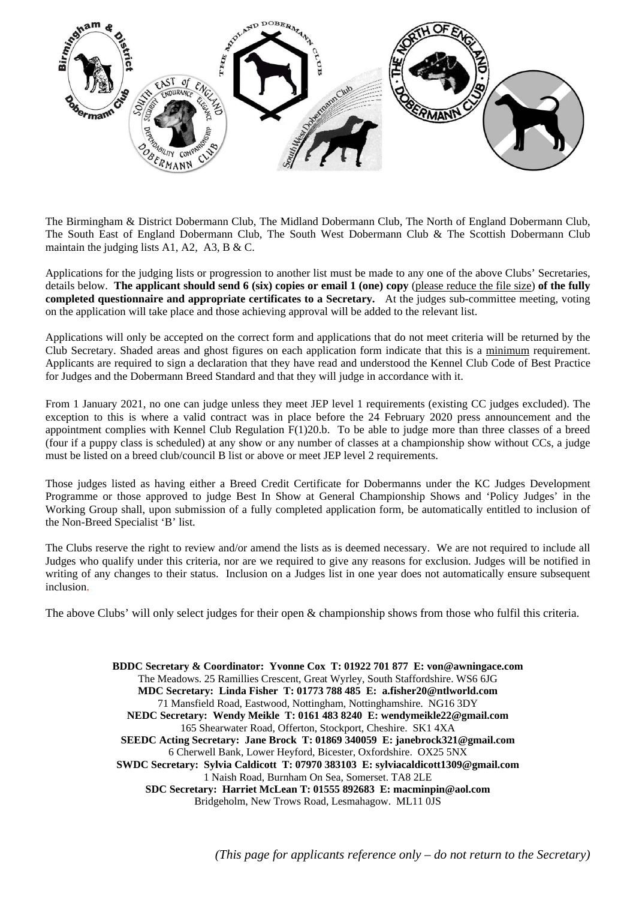The Birmingham & District Dobermann Club, The Midland Dobermann Club, The North of England Dobermann Club, The South East of England Dobermann Club, The South West Dobermann Club & The Scottish Dobermann Club maintain the judging lists A1, A2, A3, B & C.

Applications for the judging lists or progression to another list must be made to any one of the above Clubs' Secretaries, details below. **The applicant should send 6 (six) copies or email 1 (one) copy** (please reduce the file size) **of the fully completed questionnaire and appropriate certificates to a Secretary.** At the judges sub-committee meeting, voting on the application will take place and those achieving approval will be added to the relevant list.

Applications will only be accepted on the correct form and applications that do not meet criteria will be returned by the Club Secretary. Shaded areas and ghost figures on each application form indicate that this is a minimum requirement. Applicants are required to sign a declaration that they have read and understood the Kennel Club Code of Best Practice for Judges and the Dobermann Breed Standard and that they will judge in accordance with it.

From 1 January 2021, no one can judge unless they meet JEP level 1 requirements (existing CC judges excluded). The exception to this is where a valid contract was in place before the 24 February 2020 press announcement and the appointment complies with Kennel Club Regulation F(1)20.b. To be able to judge more than three classes of a breed (four if a puppy class is scheduled) at any show or any number of classes at a championship show without CCs, a judge must be listed on a breed club/council B list or above or meet JEP level 2 requirements.

Those judges listed as having either a Breed Credit Certificate for Dobermanns under the KC Judges Development Programme or those approved to judge Best In Show at General Championship Shows and 'Policy Judges' in the Working Group shall, upon submission of a fully completed application form, be automatically entitled to inclusion of the Non-Breed Specialist 'B' list.

The Clubs reserve the right to review and/or amend the lists as is deemed necessary. We are not required to include all Judges who qualify under this criteria, nor are we required to give any reasons for exclusion. Judges will be notified in writing of any changes to their status. Inclusion on a Judges list in one year does not automatically ensure subsequent inclusion.

The above Clubs' will only select judges for their open & championship shows from those who fulfil this criteria.

**BDDC Secretary & Coordinator: Yvonne Cox T: 01922 701 877 E: von@awningace.com**
The Meadows. 25 Ramillies Crescent, Great Wyrley, South Staffordshire. WS6 6JG
**MDC Secretary: Linda Fisher T: 01773 788 485 E: a.fisher20@ntlworld.com**
71 Mansfield Road, Eastwood, Nottingham, Nottinghamshire. NG16 3DY
**NEDC Secretary: Wendy Meikle T: 0161 483 8240 E: wendymeikle22@gmail.com**
165 Shearwater Road, Offerton, Stockport, Cheshire. SK1 4XA
**SEEDC Acting Secretary: Jane Brock T: 01869 340059 E: janebrock321@gmail.com**
6 Cherwell Bank, Lower Heyford, Bicester, Oxfordshire. OX25 5NX
**SWDC Secretary: Sylvia Caldicott T: 07970 383103 E: sylviacaldicott1309@gmail.com**
1 Naish Road, Burnham On Sea, Somerset. TA8 2LE
**SDC Secretary: Harriet McLean T: 01555 892683 E: macminpin@aol.com**
Bridgeholm, New Trows Road, Lesmahagow. ML11 0JS

*(This page for applicants reference only – do not return to the Secretary)*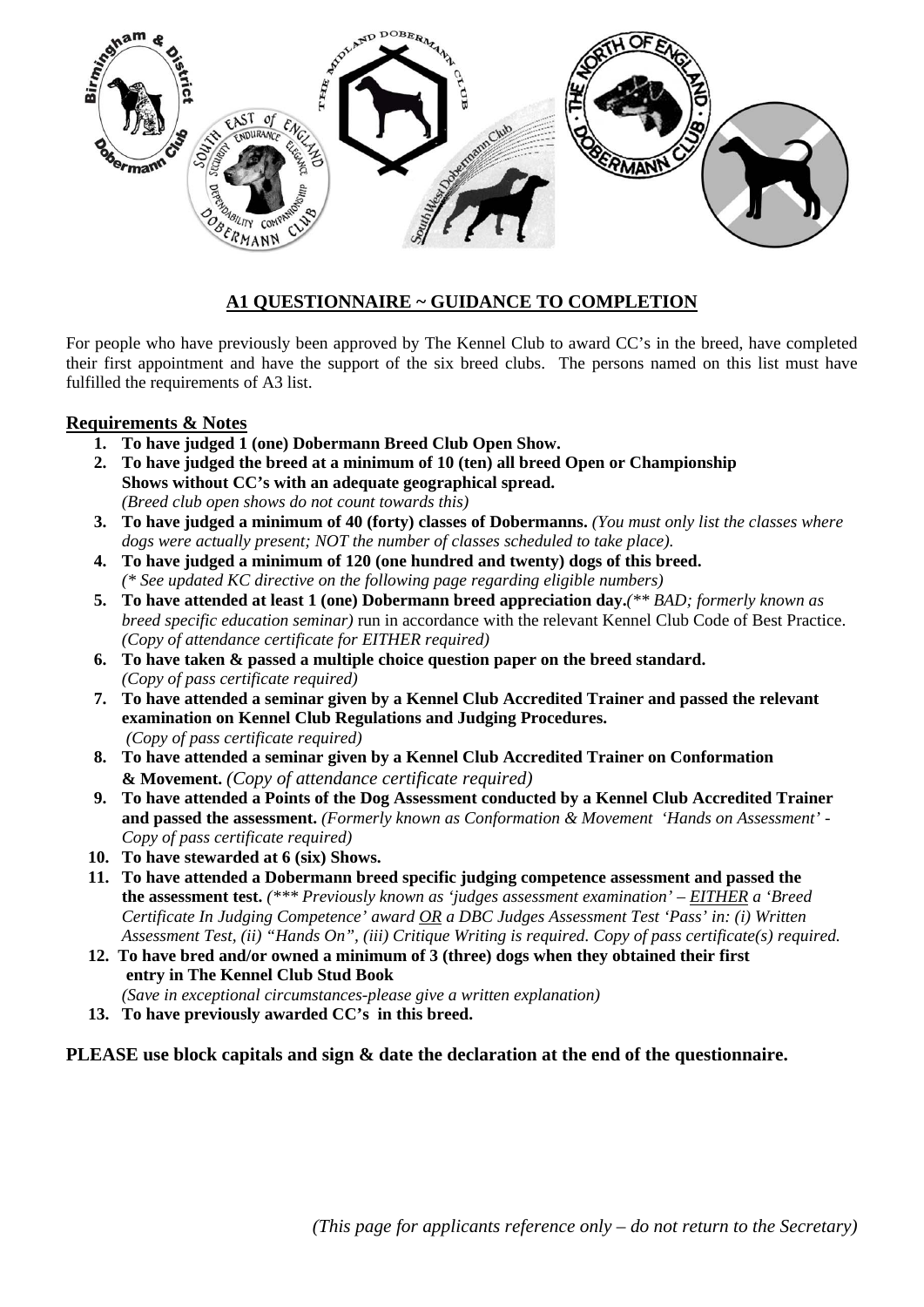## A1 QUESTIONNAIRE ~ GUIDANCE TO COMPLETION

For people who have previously been approved by The Kennel Club to award CC's in the breed, have completed their first appointment and have the support of the six breed clubs. The persons named on this list must have fulfilled the requirements of A3 list.

### Requirements & Notes

1. **To have judged 1 (one) Dobermann Breed Club Open Show.**
2. **To have judged the breed at a minimum of 10 (ten) all breed Open or Championship Shows without CC's with an adequate geographical spread.** *(Breed club open shows do not count towards this)*
3. **To have judged a minimum of 40 (forty) classes of Dobermanns.** *(You must only list the classes where dogs were actually present; NOT the number of classes scheduled to take place).*
4. **To have judged a minimum of 120 (one hundred and twenty) dogs of this breed.** *(\* See updated KC directive on the following page regarding eligible numbers)*
5. **To have attended at least 1 (one) Dobermann breed appreciation day.***(\*\* BAD; formerly known as breed specific education seminar)* run in accordance with the relevant Kennel Club Code of Best Practice. *(Copy of attendance certificate for EITHER required)*
6. **To have taken & passed a multiple choice question paper on the breed standard.** *(Copy of pass certificate required)*
7. **To have attended a seminar given by a Kennel Club Accredited Trainer and passed the relevant examination on Kennel Club Regulations and Judging Procedures.** *(Copy of pass certificate required)*
8. **To have attended a seminar given by a Kennel Club Accredited Trainer on Conformation & Movement.** *(Copy of attendance certificate required)*
9. **To have attended a Points of the Dog Assessment conducted by a Kennel Club Accredited Trainer and passed the assessment.** *(Formerly known as Conformation & Movement 'Hands on Assessment' - Copy of pass certificate required)*
10. **To have stewarded at 6 (six) Shows.**
11. **To have attended a Dobermann breed specific judging competence assessment and passed the the assessment test.** *(\*\*\* Previously known as 'judges assessment examination' – EITHER a 'Breed Certificate In Judging Competence' award OR a DBC Judges Assessment Test 'Pass' in: (i) Written Assessment Test, (ii) "Hands On", (iii) Critique Writing is required. Copy of pass certificate(s) required.*
12. **To have bred and/or owned a minimum of 3 (three) dogs when they obtained their first entry in The Kennel Club Stud Book** *(Save in exceptional circumstances-please give a written explanation)*
13. **To have previously awarded CC's in this breed.**

**PLEASE use block capitals and sign & date the declaration at the end of the questionnaire.**

*(This page for applicants reference only – do not return to the Secretary)*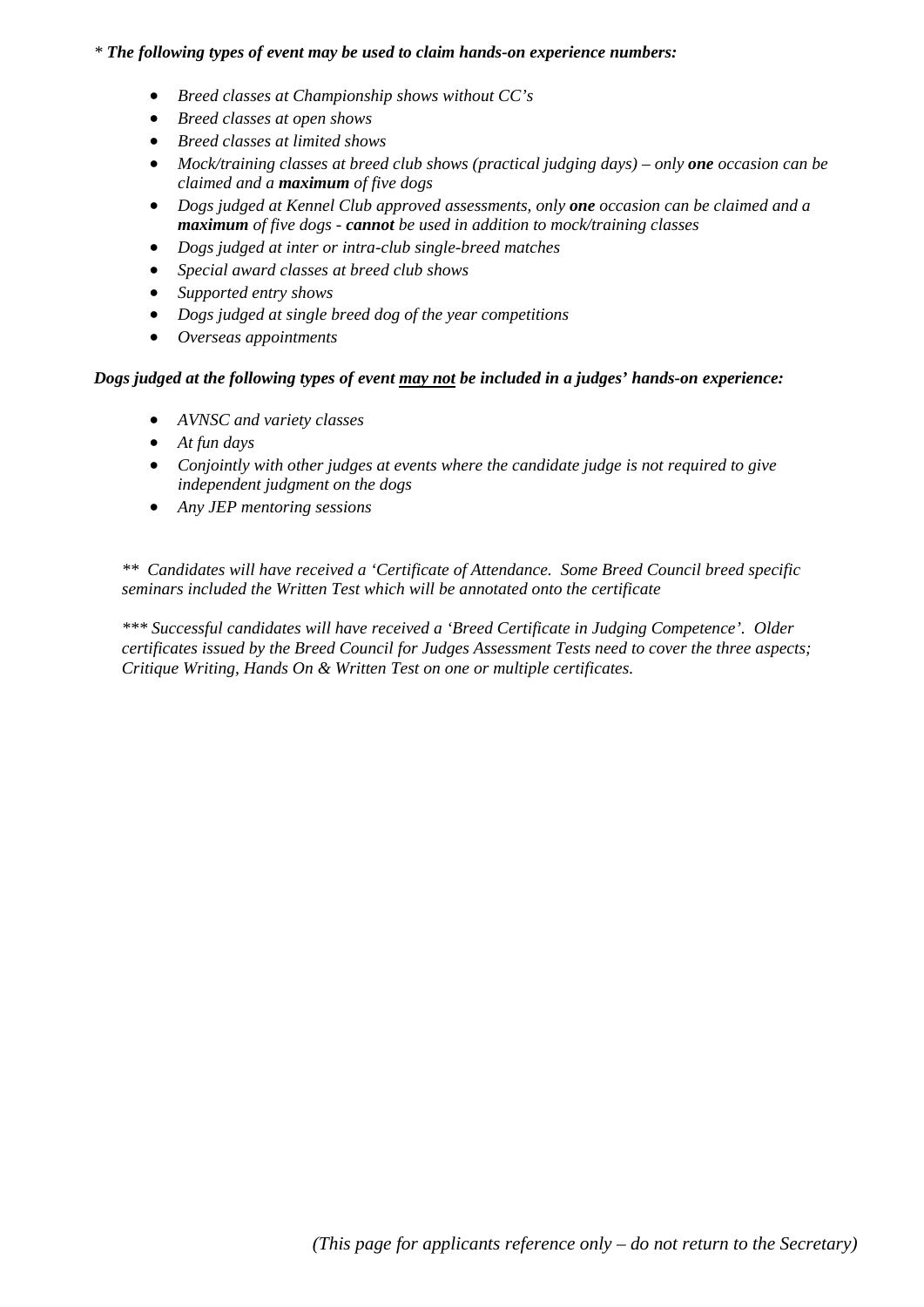\* ***The following types of event may be used to claim hands-on experience numbers:***

- *Breed classes at Championship shows without CC's*
- *Breed classes at open shows*
- *Breed classes at limited shows*
- *Mock/training classes at breed club shows (practical judging days) – only **one** occasion can be claimed and a **maximum** of five dogs*
- *Dogs judged at Kennel Club approved assessments, only **one** occasion can be claimed and a **maximum** of five dogs - **cannot** be used in addition to mock/training classes*
- *Dogs judged at inter or intra-club single-breed matches*
- *Special award classes at breed club shows*
- *Supported entry shows*
- *Dogs judged at single breed dog of the year competitions*
- *Overseas appointments*

***Dogs judged at the following types of event <u>may not</u> be included in a judges' hands-on experience:***

- *AVNSC and variety classes*
- *At fun days*
- *Conjointly with other judges at events where the candidate judge is not required to give independent judgment on the dogs*
- *Any JEP mentoring sessions*

*\*\* Candidates will have received a 'Certificate of Attendance. Some Breed Council breed specific seminars included the Written Test which will be annotated onto the certificate*

*\*\*\* Successful candidates will have received a 'Breed Certificate in Judging Competence'. Older certificates issued by the Breed Council for Judges Assessment Tests need to cover the three aspects; Critique Writing, Hands On & Written Test on one or multiple certificates.*

*(This page for applicants reference only – do not return to the Secretary)*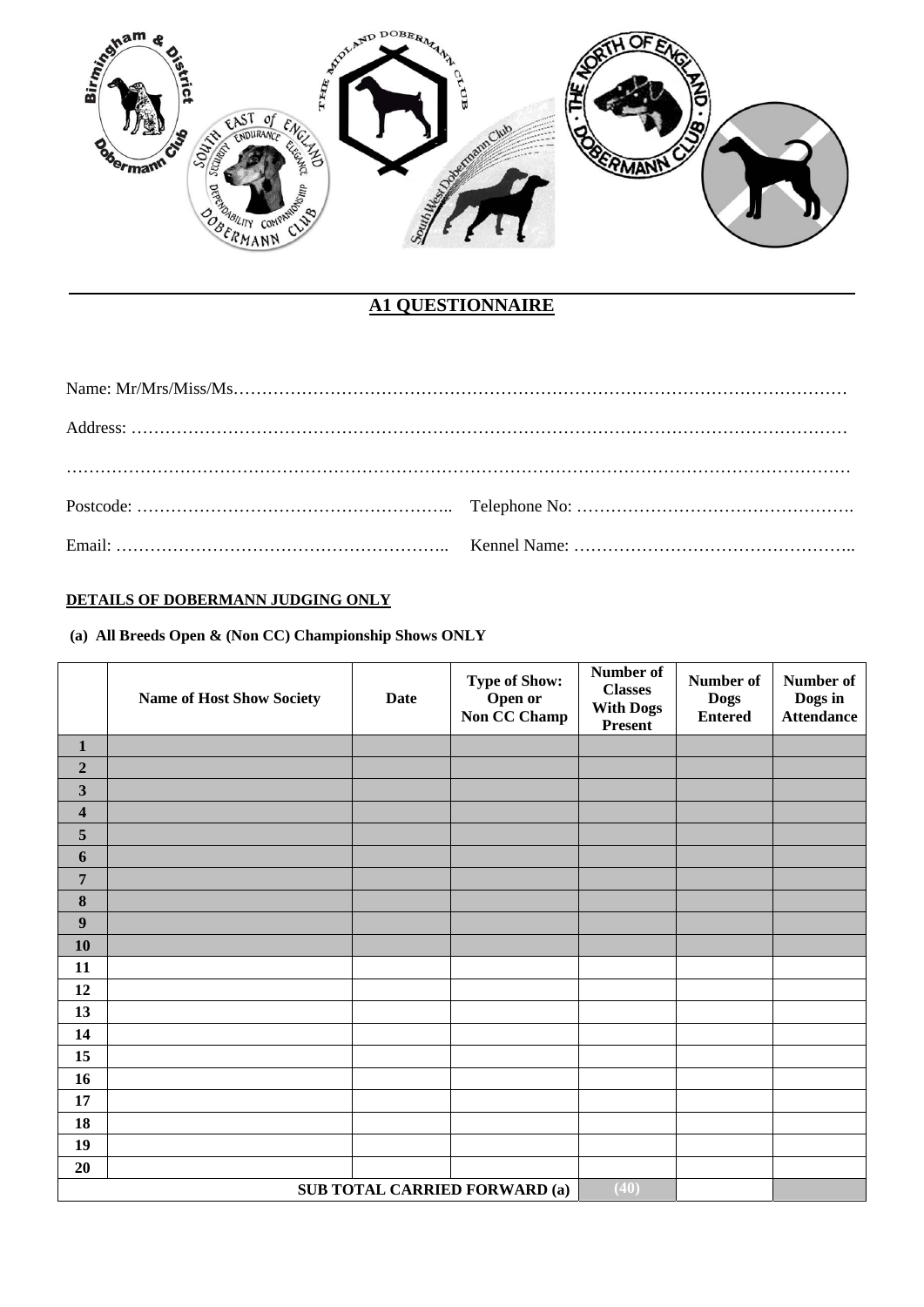## A1 QUESTIONNAIRE

Name: Mr/Mrs/Miss/Ms…………………………………………………………………………………………………

Address: ……………………………………………………………………………………………………………

……………………………………………………………………………………………………………………

Postcode: ……………………………………………….. Telephone No: ………………………………………….

Email: ………………………………………………….. Kennel Name: ………………………………………….

**DETAILS OF DOBERMANN JUDGING ONLY**

**(a) All Breeds Open & (Non CC) Championship Shows ONLY**

| | Name of Host Show Society | Date | Type of Show: Open or Non CC Champ | Number of Classes With Dogs Present | Number of Dogs Entered | Number of Dogs in Attendance |
|---|---|---|---|---|---|---|
| **1** | | | | | | |
| **2** | | | | | | |
| **3** | | | | | | |
| **4** | | | | | | |
| **5** | | | | | | |
| **6** | | | | | | |
| **7** | | | | | | |
| **8** | | | | | | |
| **9** | | | | | | |
| **10** | | | | | | |
| **11** | | | | | | |
| **12** | | | | | | |
| **13** | | | | | | |
| **14** | | | | | | |
| **15** | | | | | | |
| **16** | | | | | | |
| **17** | | | | | | |
| **18** | | | | | | |
| **19** | | | | | | |
| **20** | | | | | | |
| | | | **SUB TOTAL CARRIED FORWARD (a)** | (40) | | |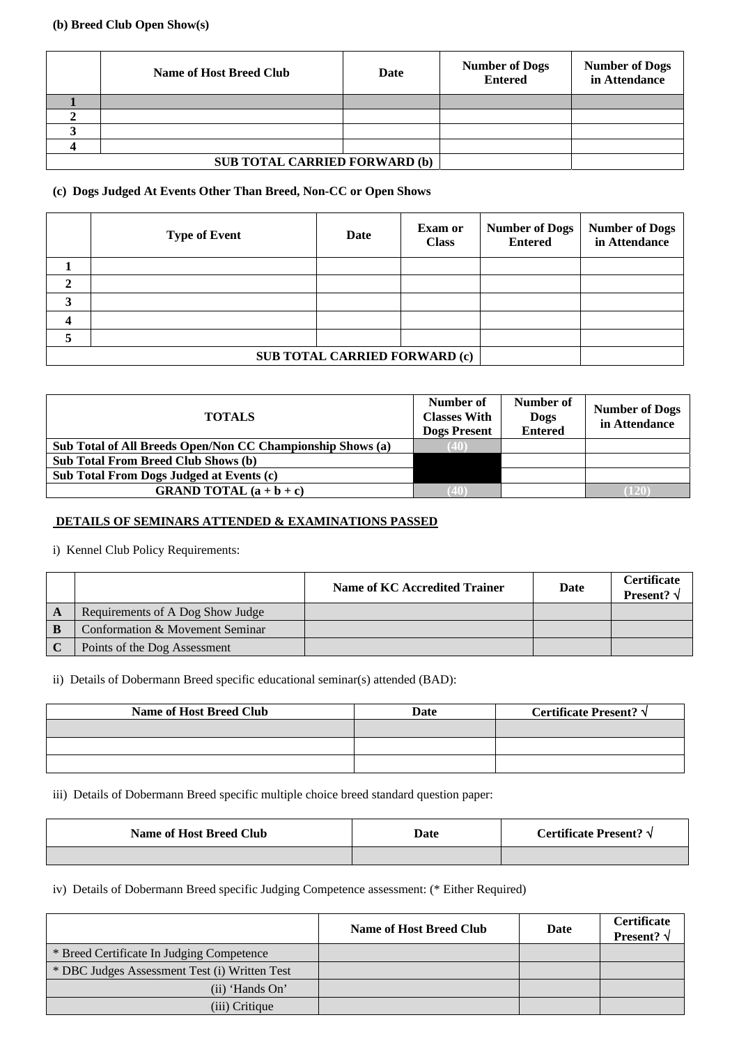**(b) Breed Club Open Show(s)**

| | Name of Host Breed Club | Date | Number of Dogs Entered | Number of Dogs in Attendance |
|---|---|---|---|---|
| 1 | | | | |
| 2 | | | | |
| 3 | | | | |
| 4 | | | | |
| SUB TOTAL CARRIED FORWARD (b) | | | | |

**(c) Dogs Judged At Events Other Than Breed, Non-CC or Open Shows**

| | Type of Event | Date | Exam or Class | Number of Dogs Entered | Number of Dogs in Attendance |
|---|---|---|---|---|---|
| 1 | | | | | |
| 2 | | | | | |
| 3 | | | | | |
| 4 | | | | | |
| 5 | | | | | |
| SUB TOTAL CARRIED FORWARD (c) | | | | | |

| TOTALS | Number of Classes With Dogs Present | Number of Dogs Entered | Number of Dogs in Attendance |
|---|---|---|---|
| Sub Total of All Breeds Open/Non CC Championship Shows (a) | (40) | | |
| Sub Total From Breed Club Shows (b) | | | |
| Sub Total From Dogs Judged at Events (c) | | | |
| GRAND TOTAL (a + b + c) | (40) | | (120) |

**DETAILS OF SEMINARS ATTENDED & EXAMINATIONS PASSED**

i) Kennel Club Policy Requirements:

| | | Name of KC Accredited Trainer | Date | Certificate Present? √ |
|---|---|---|---|---|
| A | Requirements of A Dog Show Judge | | | |
| B | Conformation & Movement Seminar | | | |
| C | Points of the Dog Assessment | | | |

ii) Details of Dobermann Breed specific educational seminar(s) attended (BAD):

| Name of Host Breed Club | Date | Certificate Present? √ |
|---|---|---|
| | | |
| | | |
| | | |

iii) Details of Dobermann Breed specific multiple choice breed standard question paper:

| Name of Host Breed Club | Date | Certificate Present? √ |
|---|---|---|
| | | |

iv) Details of Dobermann Breed specific Judging Competence assessment: (* Either Required)

| | Name of Host Breed Club | Date | Certificate Present? √ |
|---|---|---|---|
| * Breed Certificate In Judging Competence | | | |
| * DBC Judges Assessment Test (i) Written Test | | | |
| (ii) 'Hands On' | | | |
| (iii) Critique | | | |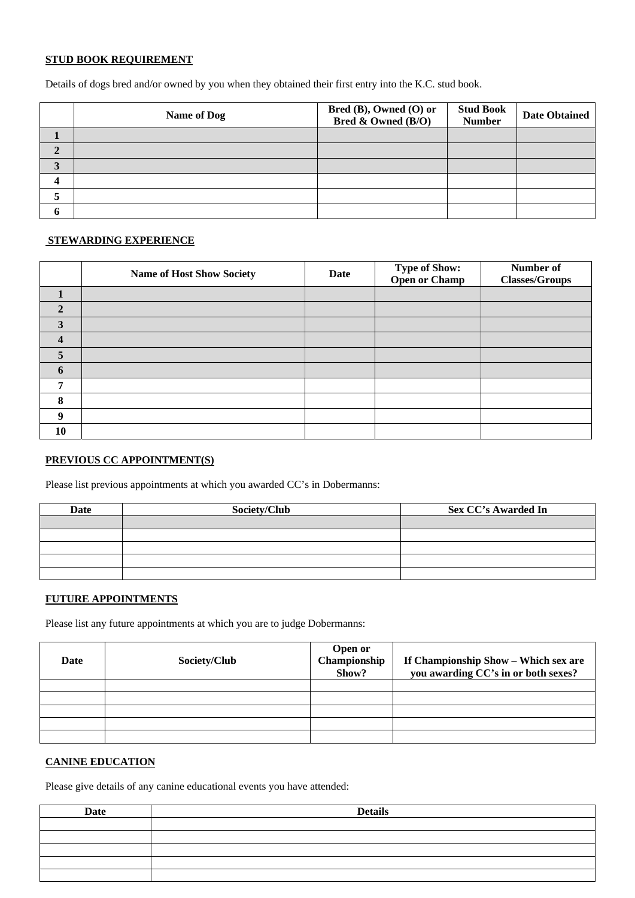**STUD BOOK REQUIREMENT**

Details of dogs bred and/or owned by you when they obtained their first entry into the K.C. stud book.

| | Name of Dog | Bred (B), Owned (O) or Bred & Owned (B/O) | Stud Book Number | Date Obtained |
|---|---|---|---|---|
| 1 | | | | |
| 2 | | | | |
| 3 | | | | |
| 4 | | | | |
| 5 | | | | |
| 6 | | | | |

**STEWARDING EXPERIENCE**

| | Name of Host Show Society | Date | Type of Show: Open or Champ | Number of Classes/Groups |
|---|---|---|---|---|
| 1 | | | | |
| 2 | | | | |
| 3 | | | | |
| 4 | | | | |
| 5 | | | | |
| 6 | | | | |
| 7 | | | | |
| 8 | | | | |
| 9 | | | | |
| 10 | | | | |

**PREVIOUS CC APPOINTMENT(S)**

Please list previous appointments at which you awarded CC's in Dobermanns:

| Date | Society/Club | Sex CC's Awarded In |
|---|---|---|
| | | |
| | | |
| | | |
| | | |
| | | |

**FUTURE APPOINTMENTS**

Please list any future appointments at which you are to judge Dobermanns:

| Date | Society/Club | Open or Championship Show? | If Championship Show – Which sex are you awarding CC's in or both sexes? |
|---|---|---|---|
| | | | |
| | | | |
| | | | |
| | | | |
| | | | |

**CANINE EDUCATION**

Please give details of any canine educational events you have attended:

| Date | Details |
|---|---|
| | |
| | |
| | |
| | |
| | |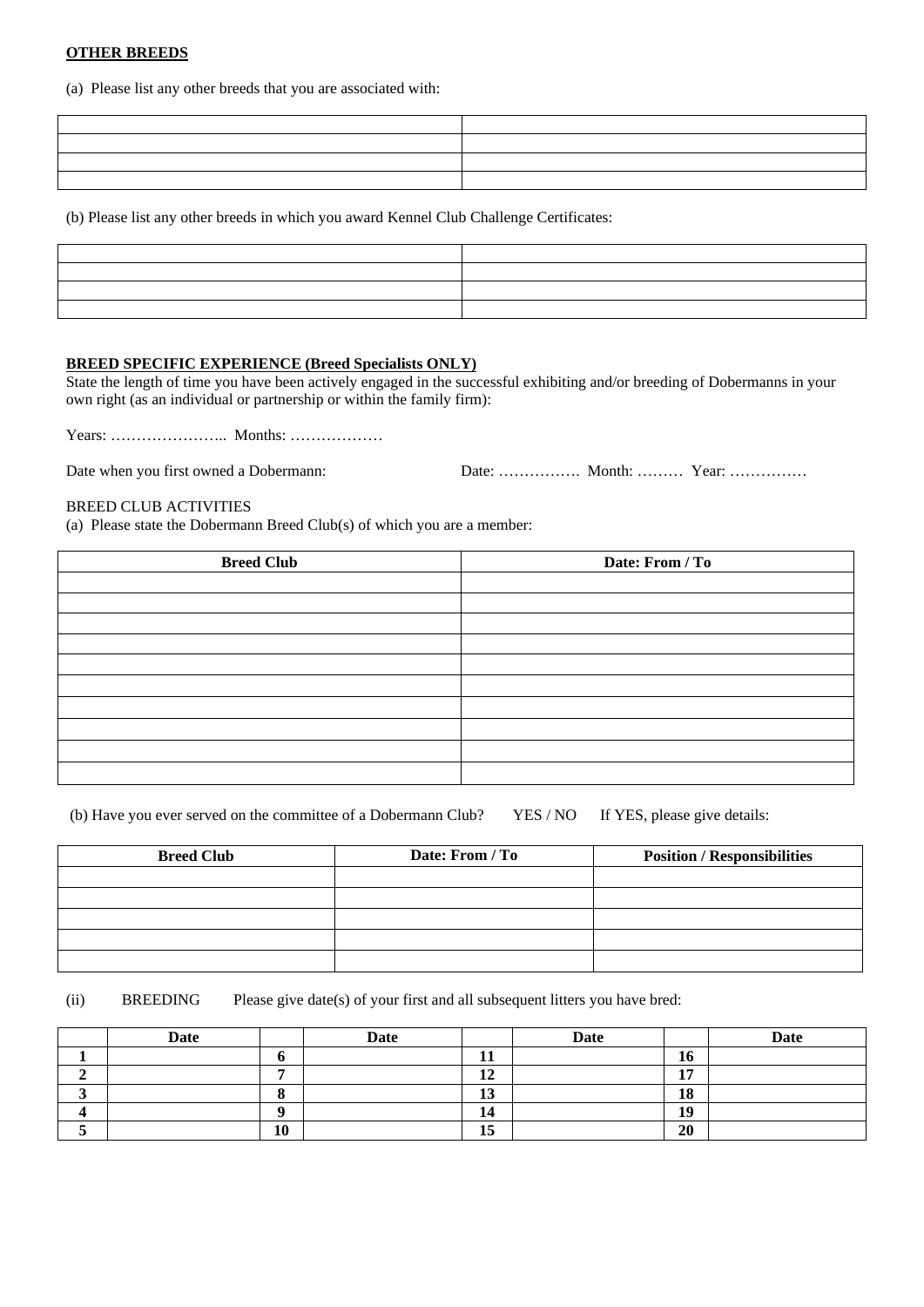**OTHER BREEDS**

(a) Please list any other breeds that you are associated with:

| | |
|---|---|
| | |
| | |
| | |
| | |

(b) Please list any other breeds in which you award Kennel Club Challenge Certificates:

| | |
|---|---|
| | |
| | |
| | |
| | |

**BREED SPECIFIC EXPERIENCE (Breed Specialists ONLY)**

State the length of time you have been actively engaged in the successful exhibiting and/or breeding of Dobermanns in your own right (as an individual or partnership or within the family firm):

Years: ………………….. Months: ………………

Date when you first owned a Dobermann: Date: ……………. Month: ……… Year: ……………

BREED CLUB ACTIVITIES

(a) Please state the Dobermann Breed Club(s) of which you are a member:

| Breed Club | Date: From / To |
|---|---|
| | |
| | |
| | |
| | |
| | |
| | |
| | |
| | |
| | |
| | |

(b) Have you ever served on the committee of a Dobermann Club? YES / NO If YES, please give details:

| Breed Club | Date: From / To | Position / Responsibilities |
|---|---|---|
| | | |
| | | |
| | | |
| | | |
| | | |

(ii) BREEDING Please give date(s) of your first and all subsequent litters you have bred:

| | Date | | Date | | Date | | Date |
|---|---|---|---|---|---|---|---|
| **1** | | **6** | | **11** | | **16** | |
| **2** | | **7** | | **12** | | **17** | |
| **3** | | **8** | | **13** | | **18** | |
| **4** | | **9** | | **14** | | **19** | |
| **5** | | **10** | | **15** | | **20** | |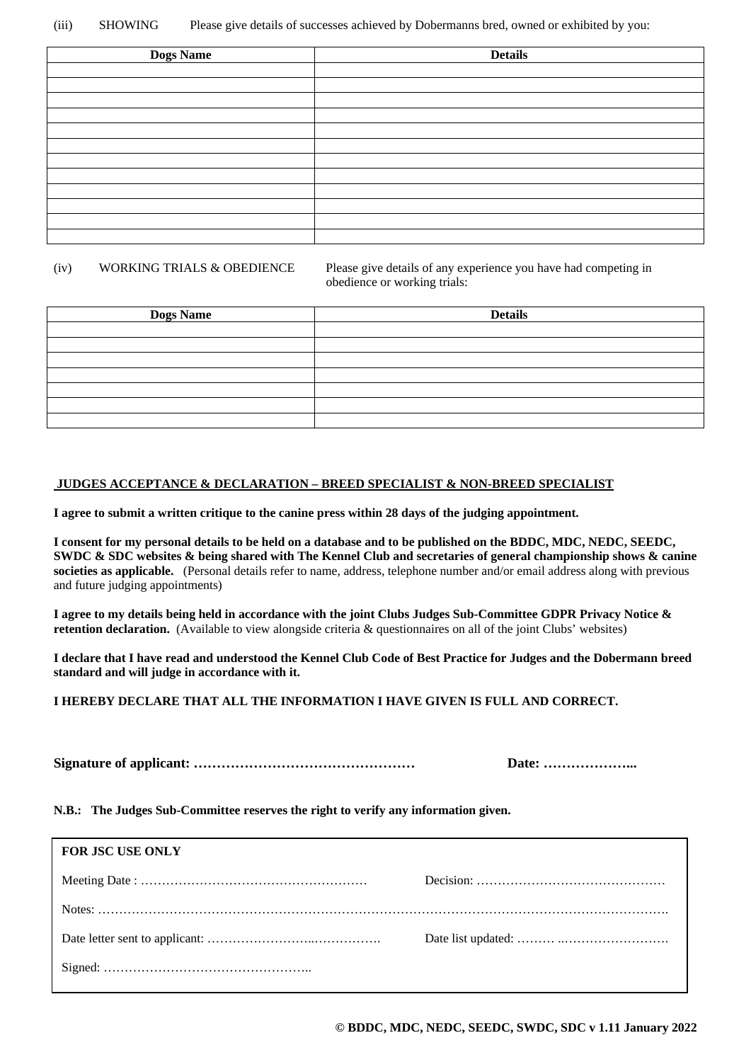(iii) SHOWING Please give details of successes achieved by Dobermanns bred, owned or exhibited by you:

| Dogs Name | Details |
|---|---|
| | |
| | |
| | |
| | |
| | |
| | |
| | |
| | |
| | |
| | |
| | |
| | |

(iv) WORKING TRIALS & OBEDIENCE Please give details of any experience you have had competing in obedience or working trials:

| Dogs Name | Details |
|---|---|
| | |
| | |
| | |
| | |
| | |
| | |
| | |

## JUDGES ACCEPTANCE & DECLARATION – BREED SPECIALIST & NON-BREED SPECIALIST

**I agree to submit a written critique to the canine press within 28 days of the judging appointment.**

**I consent for my personal details to be held on a database and to be published on the BDDC, MDC, NEDC, SEEDC, SWDC & SDC websites & being shared with The Kennel Club and secretaries of general championship shows & canine societies as applicable.** (Personal details refer to name, address, telephone number and/or email address along with previous and future judging appointments)

**I agree to my details being held in accordance with the joint Clubs Judges Sub-Committee GDPR Privacy Notice & retention declaration.** (Available to view alongside criteria & questionnaires on all of the joint Clubs' websites)

**I declare that I have read and understood the Kennel Club Code of Best Practice for Judges and the Dobermann breed standard and will judge in accordance with it.**

**I HEREBY DECLARE THAT ALL THE INFORMATION I HAVE GIVEN IS FULL AND CORRECT.**

**Signature of applicant: …………………………………………** **Date: ………………...**

**N.B.: The Judges Sub-Committee reserves the right to verify any information given.**

**FOR JSC USE ONLY**

Meeting Date : ……………………………………………… Decision: ………………………………………

Notes: ……………………………………………………………………………………………………………………….

Date letter sent to applicant: ……………………..……………. Date list updated: ……… ..…………………….

Signed: …………………………………………..

**© BDDC, MDC, NEDC, SEEDC, SWDC, SDC v 1.11 January 2022**